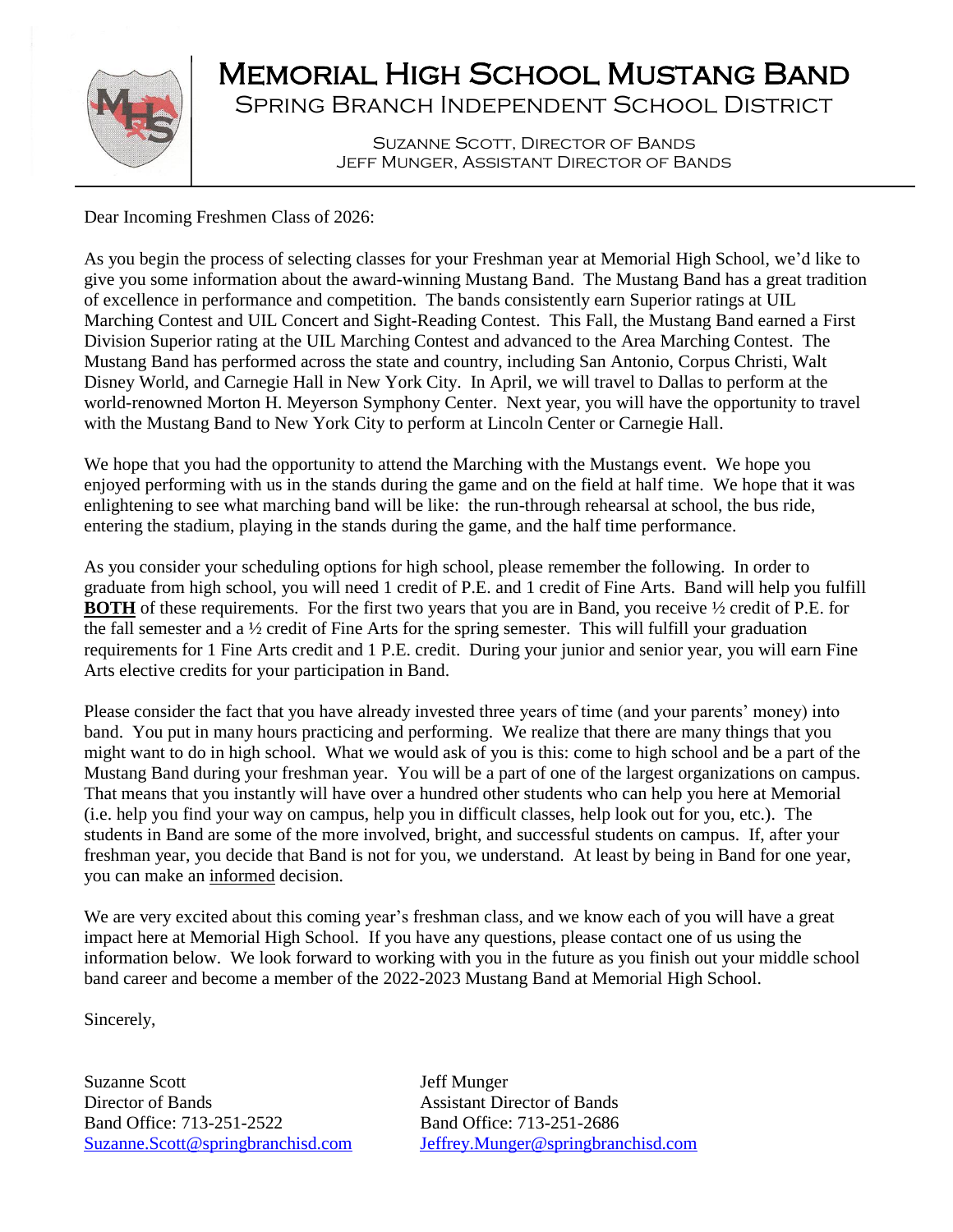# Memorial High School Mustang Band

## Spring Branch Independent School District

Suzanne Scott, Director of Bands
Jeff Munger, Assistant Director of Bands

---

Dear Incoming Freshmen Class of 2026:

As you begin the process of selecting classes for your Freshman year at Memorial High School, we'd like to give you some information about the award-winning Mustang Band. The Mustang Band has a great tradition of excellence in performance and competition. The bands consistently earn Superior ratings at UIL Marching Contest and UIL Concert and Sight-Reading Contest. This Fall, the Mustang Band earned a First Division Superior rating at the UIL Marching Contest and advanced to the Area Marching Contest. The Mustang Band has performed across the state and country, including San Antonio, Corpus Christi, Walt Disney World, and Carnegie Hall in New York City. In April, we will travel to Dallas to perform at the world-renowned Morton H. Meyerson Symphony Center. Next year, you will have the opportunity to travel with the Mustang Band to New York City to perform at Lincoln Center or Carnegie Hall.

We hope that you had the opportunity to attend the Marching with the Mustangs event. We hope you enjoyed performing with us in the stands during the game and on the field at half time. We hope that it was enlightening to see what marching band will be like: the run-through rehearsal at school, the bus ride, entering the stadium, playing in the stands during the game, and the half time performance.

As you consider your scheduling options for high school, please remember the following. In order to graduate from high school, you will need 1 credit of P.E. and 1 credit of Fine Arts. Band will help you fulfill **BOTH** of these requirements. For the first two years that you are in Band, you receive ½ credit of P.E. for the fall semester and a ½ credit of Fine Arts for the spring semester. This will fulfill your graduation requirements for 1 Fine Arts credit and 1 P.E. credit. During your junior and senior year, you will earn Fine Arts elective credits for your participation in Band.

Please consider the fact that you have already invested three years of time (and your parents' money) into band. You put in many hours practicing and performing. We realize that there are many things that you might want to do in high school. What we would ask of you is this: come to high school and be a part of the Mustang Band during your freshman year. You will be a part of one of the largest organizations on campus. That means that you instantly will have over a hundred other students who can help you here at Memorial (i.e. help you find your way on campus, help you in difficult classes, help look out for you, etc.). The students in Band are some of the more involved, bright, and successful students on campus. If, after your freshman year, you decide that Band is not for you, we understand. At least by being in Band for one year, you can make an informed decision.

We are very excited about this coming year's freshman class, and we know each of you will have a great impact here at Memorial High School. If you have any questions, please contact one of us using the information below. We look forward to working with you in the future as you finish out your middle school band career and become a member of the 2022-2023 Mustang Band at Memorial High School.

Sincerely,

Suzanne Scott
Director of Bands
Band Office: 713-251-2522
Suzanne.Scott@springbranchisd.com

Jeff Munger
Assistant Director of Bands
Band Office: 713-251-2686
Jeffrey.Munger@springbranchisd.com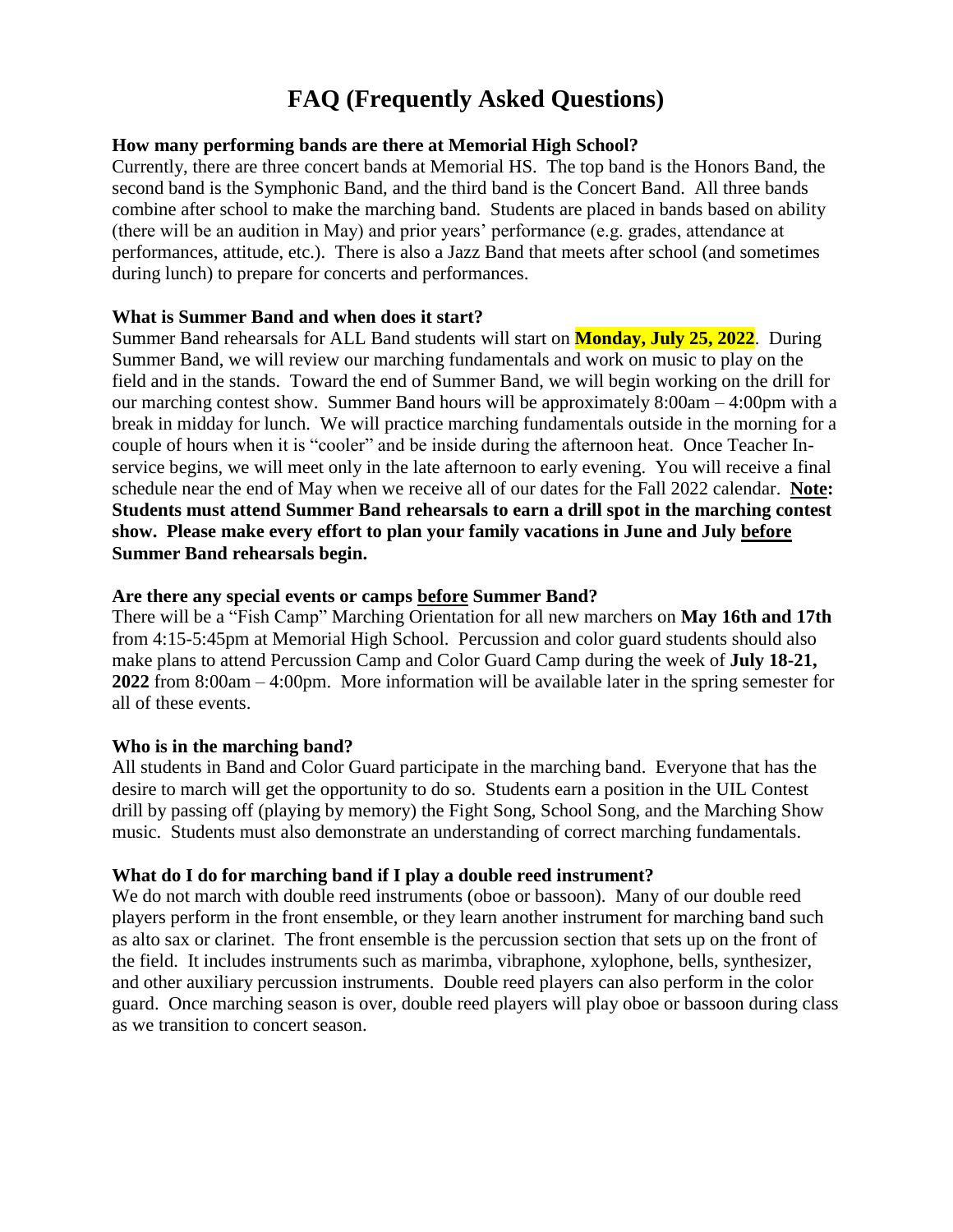# FAQ (Frequently Asked Questions)

**How many performing bands are there at Memorial High School?**

Currently, there are three concert bands at Memorial HS. The top band is the Honors Band, the second band is the Symphonic Band, and the third band is the Concert Band. All three bands combine after school to make the marching band. Students are placed in bands based on ability (there will be an audition in May) and prior years' performance (e.g. grades, attendance at performances, attitude, etc.). There is also a Jazz Band that meets after school (and sometimes during lunch) to prepare for concerts and performances.

**What is Summer Band and when does it start?**

Summer Band rehearsals for ALL Band students will start on **Monday, July 25, 2022**. During Summer Band, we will review our marching fundamentals and work on music to play on the field and in the stands. Toward the end of Summer Band, we will begin working on the drill for our marching contest show. Summer Band hours will be approximately 8:00am – 4:00pm with a break in midday for lunch. We will practice marching fundamentals outside in the morning for a couple of hours when it is "cooler" and be inside during the afternoon heat. Once Teacher In-service begins, we will meet only in the late afternoon to early evening. You will receive a final schedule near the end of May when we receive all of our dates for the Fall 2022 calendar. **Note: Students must attend Summer Band rehearsals to earn a drill spot in the marching contest show. Please make every effort to plan your family vacations in June and July before Summer Band rehearsals begin.**

**Are there any special events or camps before Summer Band?**

There will be a "Fish Camp" Marching Orientation for all new marchers on **May 16th and 17th** from 4:15-5:45pm at Memorial High School. Percussion and color guard students should also make plans to attend Percussion Camp and Color Guard Camp during the week of **July 18-21, 2022** from 8:00am – 4:00pm. More information will be available later in the spring semester for all of these events.

**Who is in the marching band?**

All students in Band and Color Guard participate in the marching band. Everyone that has the desire to march will get the opportunity to do so. Students earn a position in the UIL Contest drill by passing off (playing by memory) the Fight Song, School Song, and the Marching Show music. Students must also demonstrate an understanding of correct marching fundamentals.

**What do I do for marching band if I play a double reed instrument?**

We do not march with double reed instruments (oboe or bassoon). Many of our double reed players perform in the front ensemble, or they learn another instrument for marching band such as alto sax or clarinet. The front ensemble is the percussion section that sets up on the front of the field. It includes instruments such as marimba, vibraphone, xylophone, bells, synthesizer, and other auxiliary percussion instruments. Double reed players can also perform in the color guard. Once marching season is over, double reed players will play oboe or bassoon during class as we transition to concert season.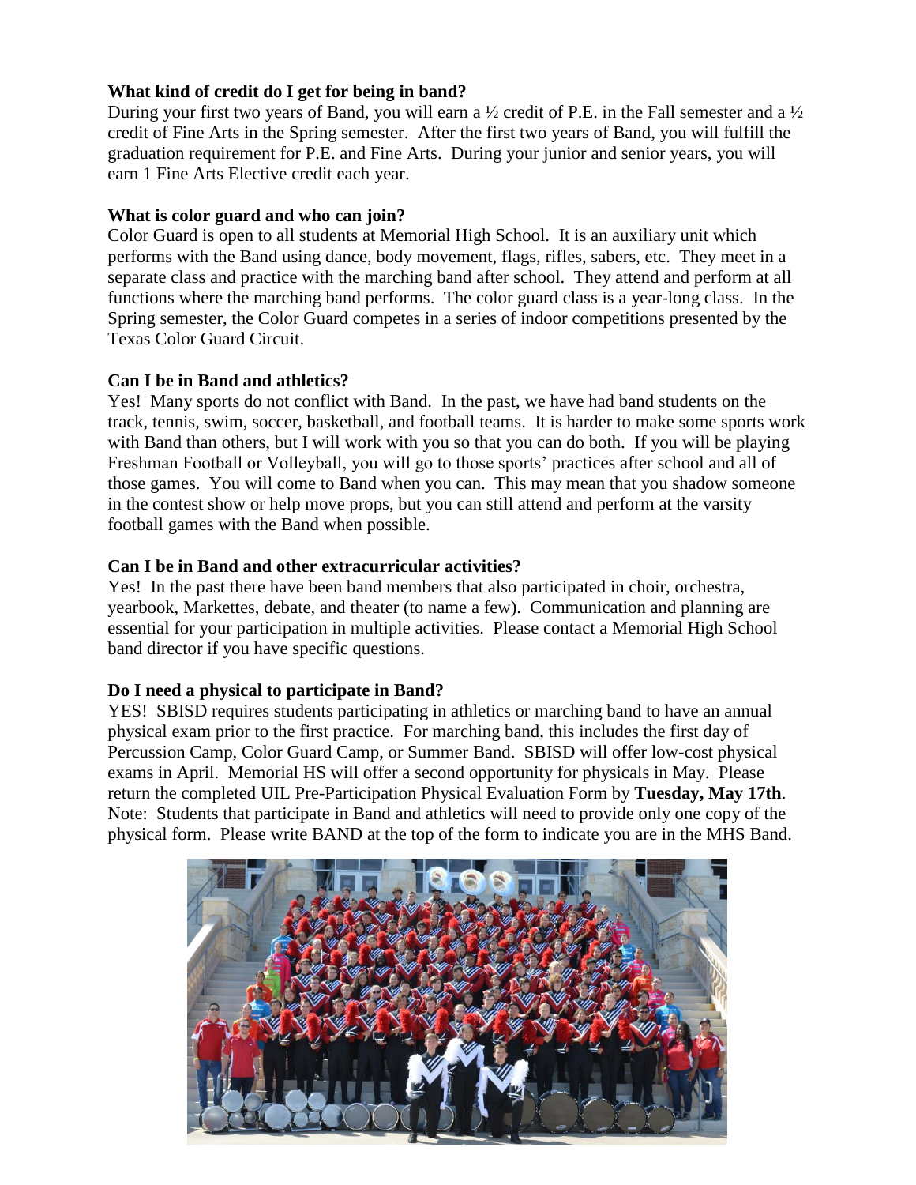**What kind of credit do I get for being in band?**

During your first two years of Band, you will earn a ½ credit of P.E. in the Fall semester and a ½ credit of Fine Arts in the Spring semester. After the first two years of Band, you will fulfill the graduation requirement for P.E. and Fine Arts. During your junior and senior years, you will earn 1 Fine Arts Elective credit each year.

**What is color guard and who can join?**

Color Guard is open to all students at Memorial High School. It is an auxiliary unit which performs with the Band using dance, body movement, flags, rifles, sabers, etc. They meet in a separate class and practice with the marching band after school. They attend and perform at all functions where the marching band performs. The color guard class is a year-long class. In the Spring semester, the Color Guard competes in a series of indoor competitions presented by the Texas Color Guard Circuit.

**Can I be in Band and athletics?**

Yes! Many sports do not conflict with Band. In the past, we have had band students on the track, tennis, swim, soccer, basketball, and football teams. It is harder to make some sports work with Band than others, but I will work with you so that you can do both. If you will be playing Freshman Football or Volleyball, you will go to those sports' practices after school and all of those games. You will come to Band when you can. This may mean that you shadow someone in the contest show or help move props, but you can still attend and perform at the varsity football games with the Band when possible.

**Can I be in Band and other extracurricular activities?**

Yes! In the past there have been band members that also participated in choir, orchestra, yearbook, Markettes, debate, and theater (to name a few). Communication and planning are essential for your participation in multiple activities. Please contact a Memorial High School band director if you have specific questions.

**Do I need a physical to participate in Band?**

YES! SBISD requires students participating in athletics or marching band to have an annual physical exam prior to the first practice. For marching band, this includes the first day of Percussion Camp, Color Guard Camp, or Summer Band. SBISD will offer low-cost physical exams in April. Memorial HS will offer a second opportunity for physicals in May. Please return the completed UIL Pre-Participation Physical Evaluation Form by **Tuesday, May 17th**. <u>Note</u>: Students that participate in Band and athletics will need to provide only one copy of the physical form. Please write BAND at the top of the form to indicate you are in the MHS Band.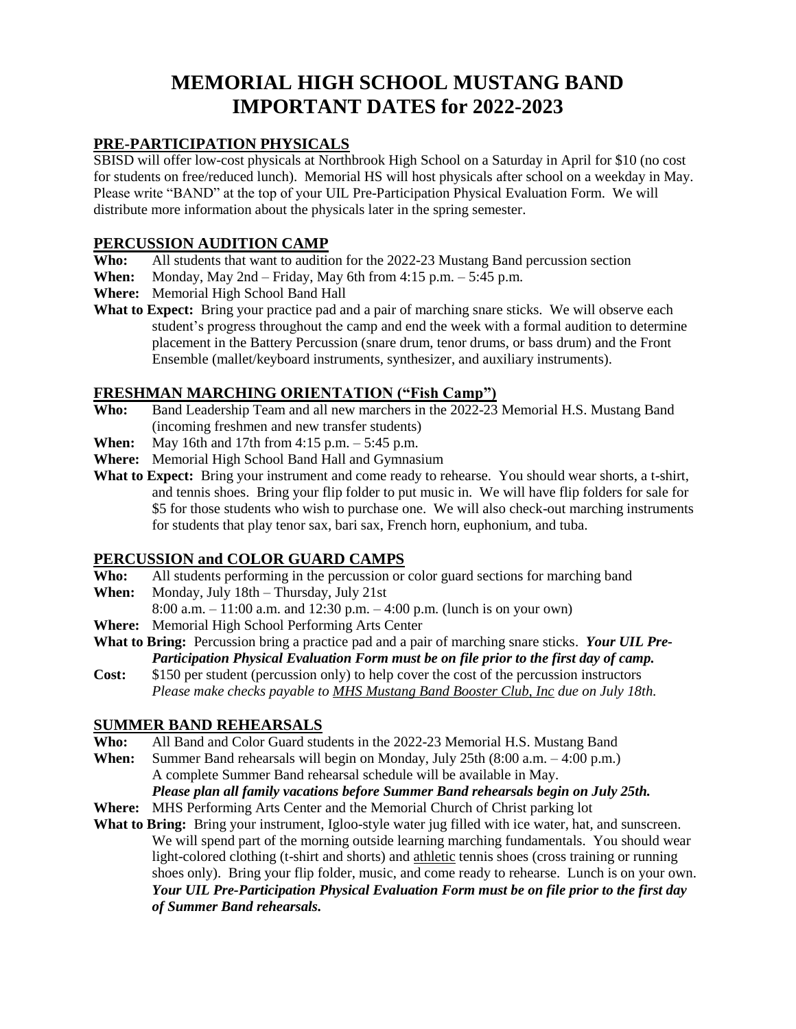# MEMORIAL HIGH SCHOOL MUSTANG BAND IMPORTANT DATES for 2022-2023

## PRE-PARTICIPATION PHYSICALS

SBISD will offer low-cost physicals at Northbrook High School on a Saturday in April for $10 (no cost for students on free/reduced lunch). Memorial HS will host physicals after school on a weekday in May. Please write "BAND" at the top of your UIL Pre-Participation Physical Evaluation Form. We will distribute more information about the physicals later in the spring semester.

## PERCUSSION AUDITION CAMP

**Who:** All students that want to audition for the 2022-23 Mustang Band percussion section

**When:** Monday, May 2nd – Friday, May 6th from 4:15 p.m. – 5:45 p.m.

**Where:** Memorial High School Band Hall

**What to Expect:** Bring your practice pad and a pair of marching snare sticks. We will observe each student's progress throughout the camp and end the week with a formal audition to determine placement in the Battery Percussion (snare drum, tenor drums, or bass drum) and the Front Ensemble (mallet/keyboard instruments, synthesizer, and auxiliary instruments).

## FRESHMAN MARCHING ORIENTATION ("Fish Camp")

**Who:** Band Leadership Team and all new marchers in the 2022-23 Memorial H.S. Mustang Band (incoming freshmen and new transfer students)

**When:** May 16th and 17th from 4:15 p.m. – 5:45 p.m.

**Where:** Memorial High School Band Hall and Gymnasium

**What to Expect:** Bring your instrument and come ready to rehearse. You should wear shorts, a t-shirt, and tennis shoes. Bring your flip folder to put music in. We will have flip folders for sale for $5 for those students who wish to purchase one. We will also check-out marching instruments for students that play tenor sax, bari sax, French horn, euphonium, and tuba.

## PERCUSSION and COLOR GUARD CAMPS

**Who:** All students performing in the percussion or color guard sections for marching band

**When:** Monday, July 18th – Thursday, July 21st
8:00 a.m. – 11:00 a.m. and 12:30 p.m. – 4:00 p.m. (lunch is on your own)

**Where:** Memorial High School Performing Arts Center

**What to Bring:** Percussion bring a practice pad and a pair of marching snare sticks. ***Your UIL Pre-Participation Physical Evaluation Form must be on file prior to the first day of camp.***

**Cost:** $150 per student (percussion only) to help cover the cost of the percussion instructors
*Please make checks payable to MHS Mustang Band Booster Club, Inc due on July 18th.*

## SUMMER BAND REHEARSALS

**Who:** All Band and Color Guard students in the 2022-23 Memorial H.S. Mustang Band

**When:** Summer Band rehearsals will begin on Monday, July 25th (8:00 a.m. – 4:00 p.m.)
A complete Summer Band rehearsal schedule will be available in May.
***Please plan all family vacations before Summer Band rehearsals begin on July 25th.***

**Where:** MHS Performing Arts Center and the Memorial Church of Christ parking lot

**What to Bring:** Bring your instrument, Igloo-style water jug filled with ice water, hat, and sunscreen. We will spend part of the morning outside learning marching fundamentals. You should wear light-colored clothing (t-shirt and shorts) and athletic tennis shoes (cross training or running shoes only). Bring your flip folder, music, and come ready to rehearse. Lunch is on your own. ***Your UIL Pre-Participation Physical Evaluation Form must be on file prior to the first day of Summer Band rehearsals.***